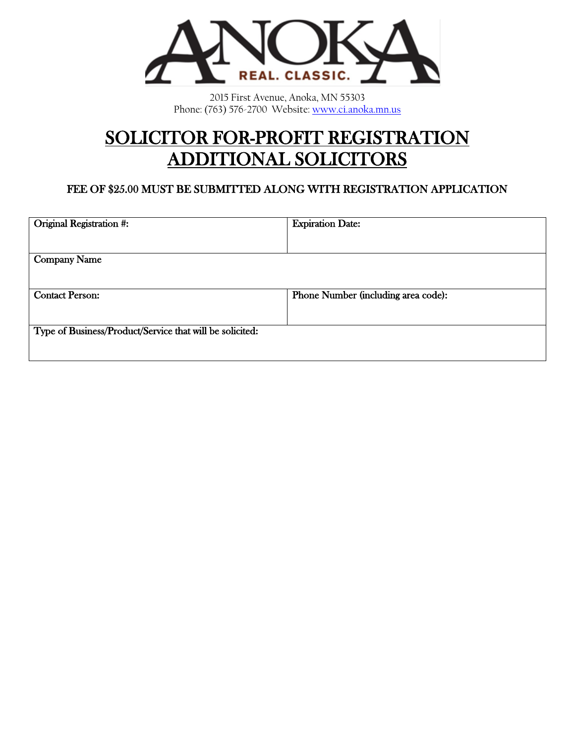ANOKA
REAL. CLASSIC.

2015 First Avenue, Anoka, MN 55303
Phone: (763) 576-2700 Website: www.ci.anoka.mn.us

# SOLICITOR FOR-PROFIT REGISTRATION ADDITIONAL SOLICITORS

### FEE OF $25.00 MUST BE SUBMITTED ALONG WITH REGISTRATION APPLICATION

| Original Registration #: | Expiration Date: |
|---|---|
| Company Name | |
| Contact Person: | Phone Number (including area code): |
| Type of Business/Product/Service that will be solicited: | |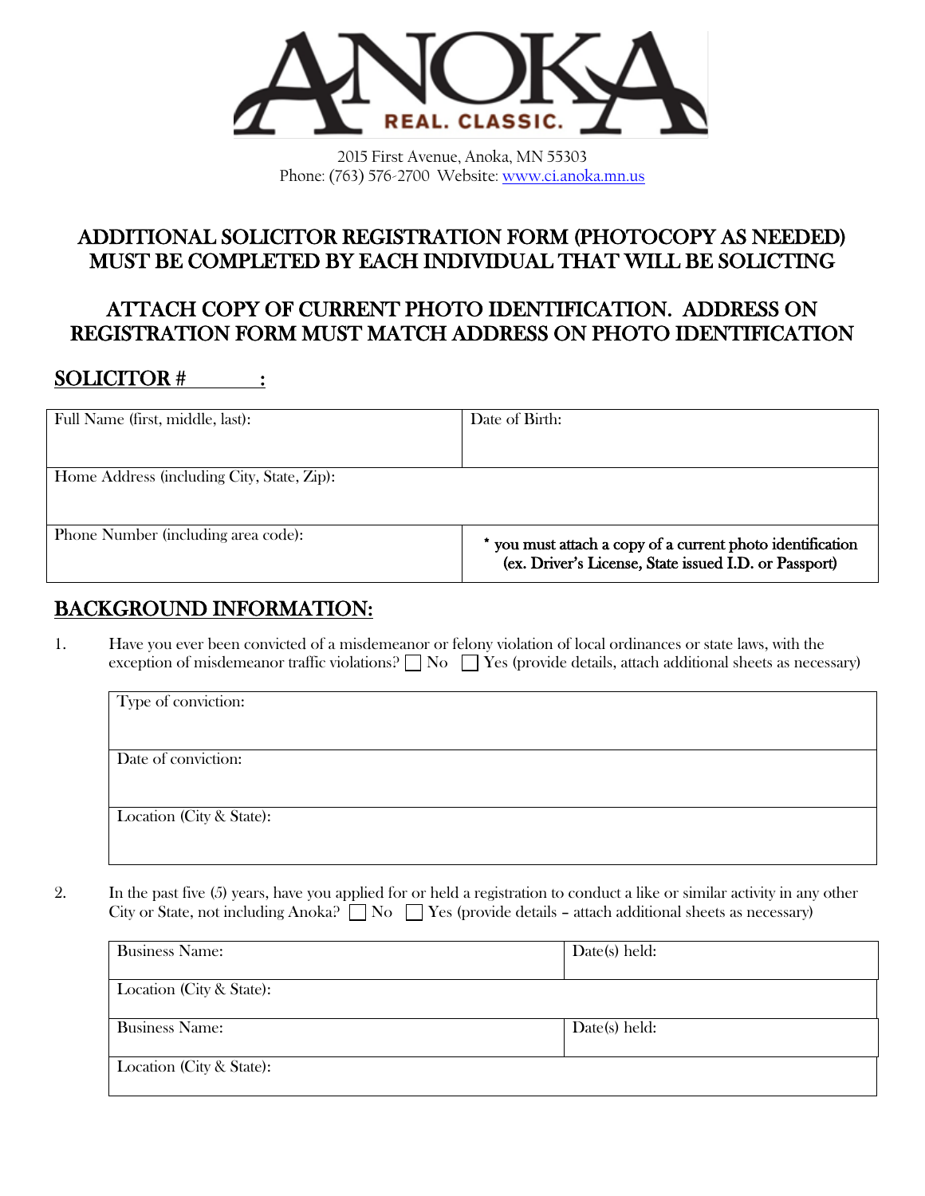2015 First Avenue, Anoka, MN 55303
Phone: (763) 576-2700 Website: www.ci.anoka.mn.us

## ADDITIONAL SOLICITOR REGISTRATION FORM (PHOTOCOPY AS NEEDED) MUST BE COMPLETED BY EACH INDIVIDUAL THAT WILL BE SOLICTING

## ATTACH COPY OF CURRENT PHOTO IDENTIFICATION. ADDRESS ON REGISTRATION FORM MUST MATCH ADDRESS ON PHOTO IDENTIFICATION

## SOLICITOR # ________:

| Full Name (first, middle, last): | Date of Birth: |
|---|---|
| Home Address (including City, State, Zip): | |
| Phone Number (including area code): | **\* you must attach a copy of a current photo identification (ex. Driver's License, State issued I.D. or Passport)** |

## BACKGROUND INFORMATION:

1. Have you ever been convicted of a misdemeanor or felony violation of local ordinances or state laws, with the exception of misdemeanor traffic violations? ☐ No ☐ Yes (provide details, attach additional sheets as necessary)

| Type of conviction: |
|---|
| Date of conviction: |
| Location (City & State): |

2. In the past five (5) years, have you applied for or held a registration to conduct a like or similar activity in any other City or State, not including Anoka? ☐ No ☐ Yes (provide details – attach additional sheets as necessary)

| Business Name: | Date(s) held: |
|---|---|
| Location (City & State): | |
| Business Name: | Date(s) held: |
| Location (City & State): | |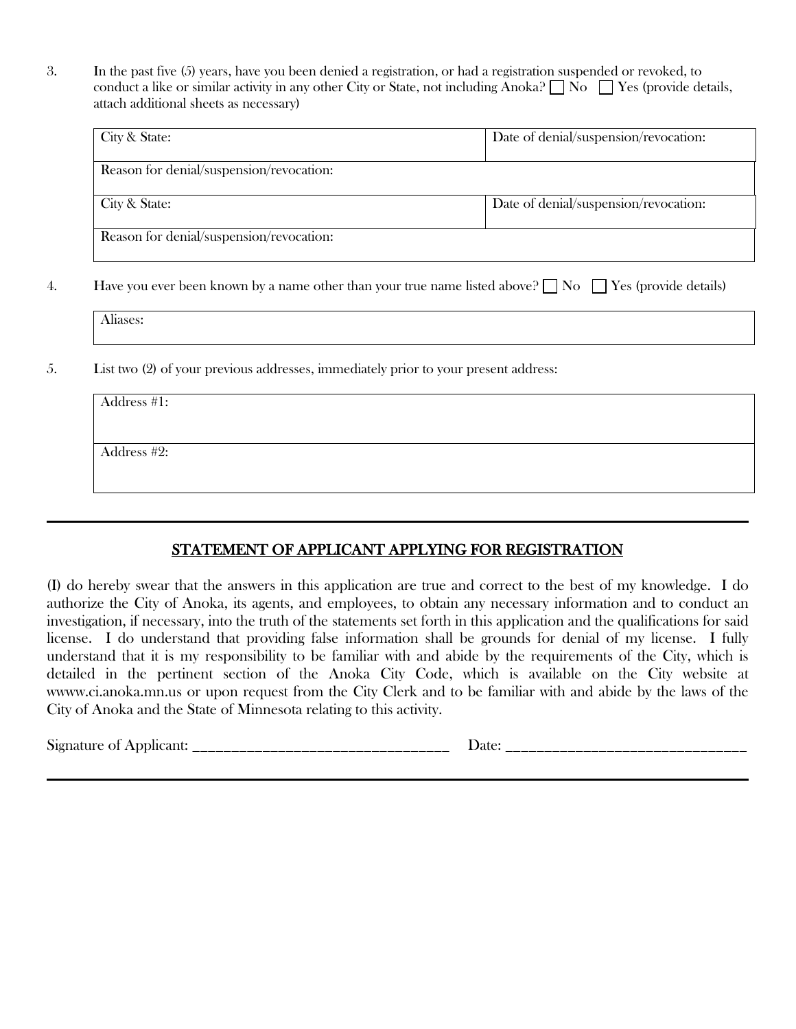3. In the past five (5) years, have you been denied a registration, or had a registration suspended or revoked, to conduct a like or similar activity in any other City or State, not including Anoka? ☐ No ☐ Yes (provide details, attach additional sheets as necessary)

| City & State: | Date of denial/suspension/revocation: |
|---|---|
| Reason for denial/suspension/revocation: | |
| City & State: | Date of denial/suspension/revocation: |
| Reason for denial/suspension/revocation: | |

4. Have you ever been known by a name other than your true name listed above? ☐ No ☐ Yes (provide details)

| Aliases: |
|---|

5. List two (2) of your previous addresses, immediately prior to your present address:

| Address #1: |
|---|
| Address #2: |

---

## STATEMENT OF APPLICANT APPLYING FOR REGISTRATION

(I) do hereby swear that the answers in this application are true and correct to the best of my knowledge. I do authorize the City of Anoka, its agents, and employees, to obtain any necessary information and to conduct an investigation, if necessary, into the truth of the statements set forth in this application and the qualifications for said license. I do understand that providing false information shall be grounds for denial of my license. I fully understand that it is my responsibility to be familiar with and abide by the requirements of the City, which is detailed in the pertinent section of the Anoka City Code, which is available on the City website at wwww.ci.anoka.mn.us or upon request from the City Clerk and to be familiar with and abide by the laws of the City of Anoka and the State of Minnesota relating to this activity.

Signature of Applicant: ________________________________ Date: ______________________________

---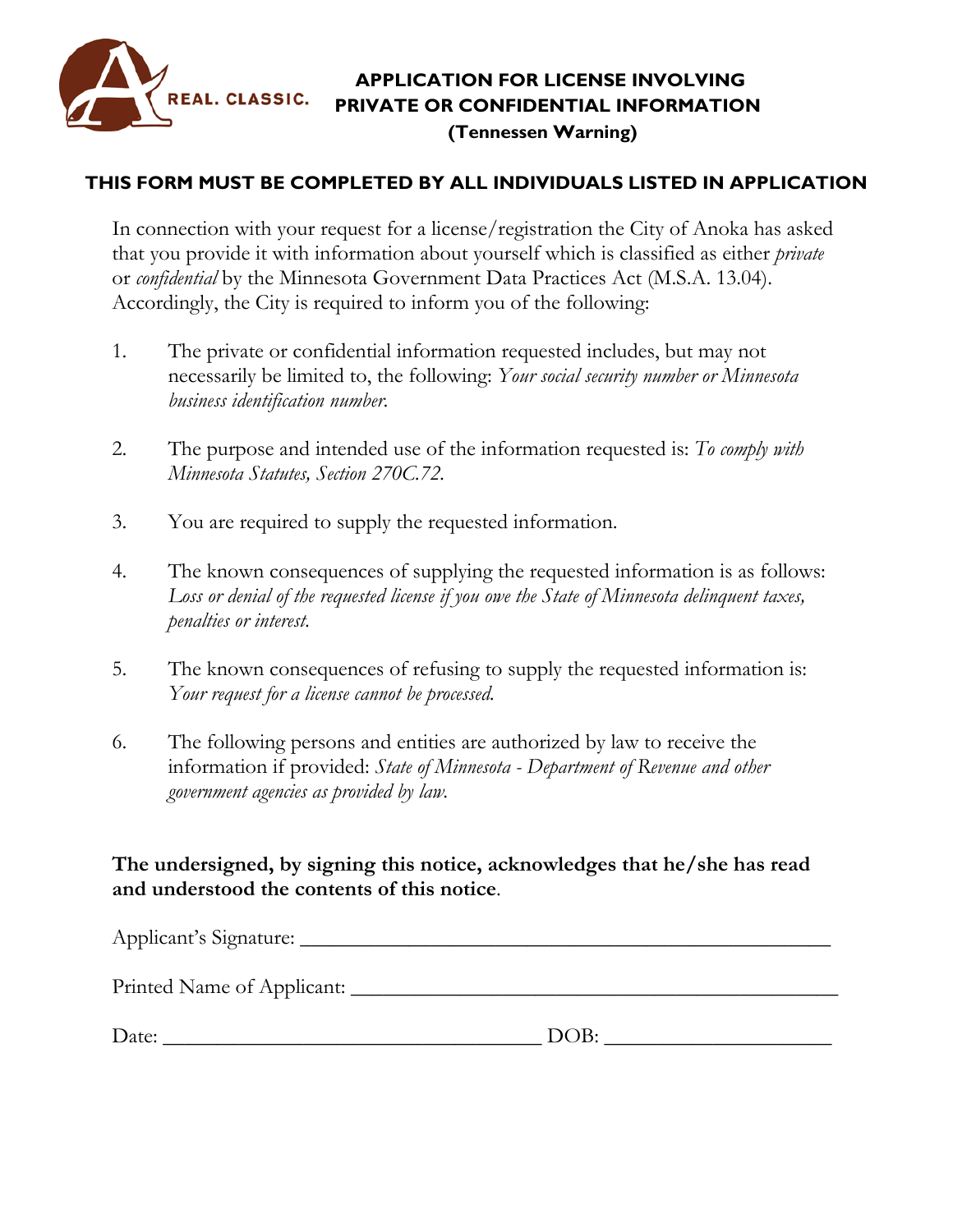REAL. CLASSIC.

# APPLICATION FOR LICENSE INVOLVING PRIVATE OR CONFIDENTIAL INFORMATION

**(Tennessen Warning)**

## THIS FORM MUST BE COMPLETED BY ALL INDIVIDUALS LISTED IN APPLICATION

In connection with your request for a license/registration the City of Anoka has asked that you provide it with information about yourself which is classified as either *private* or *confidential* by the Minnesota Government Data Practices Act (M.S.A. 13.04). Accordingly, the City is required to inform you of the following:

1. The private or confidential information requested includes, but may not necessarily be limited to, the following: *Your social security number or Minnesota business identification number.*

2. The purpose and intended use of the information requested is: *To comply with Minnesota Statutes, Section 270C.72.*

3. You are required to supply the requested information.

4. The known consequences of supplying the requested information is as follows: *Loss or denial of the requested license if you owe the State of Minnesota delinquent taxes, penalties or interest.*

5. The known consequences of refusing to supply the requested information is: *Your request for a license cannot be processed.*

6. The following persons and entities are authorized by law to receive the information if provided: *State of Minnesota - Department of Revenue and other government agencies as provided by law.*

**The undersigned, by signing this notice, acknowledges that he/she has read and understood the contents of this notice**.

Applicant's Signature: ______________________________________________

Printed Name of Applicant: __________________________________________

Date: ________________________________ DOB: ____________________